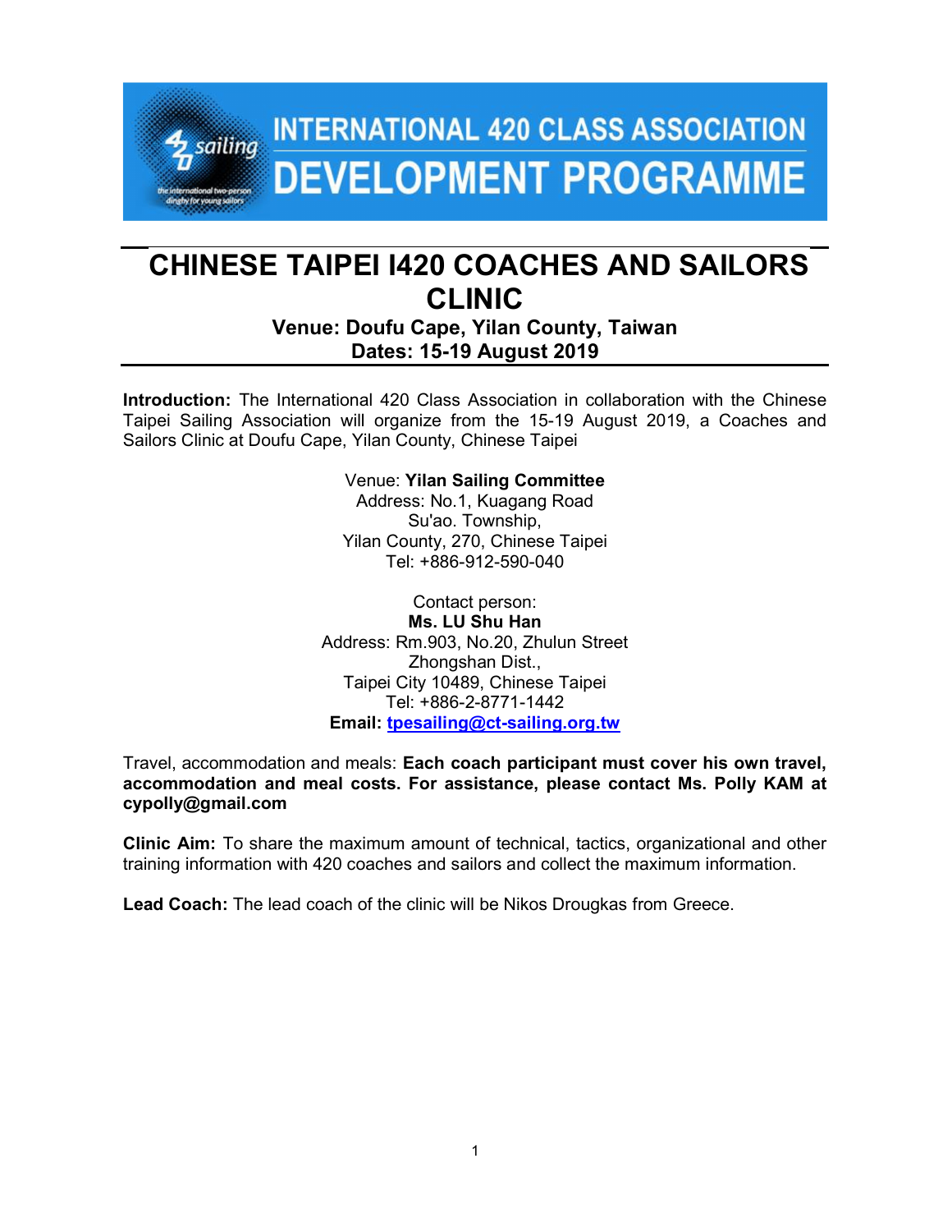INTERNATIONAL 420 CLASS ASSOCIATION

DEVELOPMENT PROGRAMME

# CHINESE TAIPEI I420 COACHES AND SAILORS CLINIC

**Venue: Doufu Cape, Yilan County, Taiwan**
**Dates: 15-19 August 2019**

**Introduction:** The International 420 Class Association in collaboration with the Chinese Taipei Sailing Association will organize from the 15-19 August 2019, a Coaches and Sailors Clinic at Doufu Cape, Yilan County, Chinese Taipei

Venue: **Yilan Sailing Committee**
Address: No.1, Kuagang Road
Su'ao. Township,
Yilan County, 270, Chinese Taipei
Tel: +886-912-590-040

Contact person:
**Ms. LU Shu Han**
Address: Rm.903, No.20, Zhulun Street
Zhongshan Dist.,
Taipei City 10489, Chinese Taipei
Tel: +886-2-8771-1442
**Email: tpesailing@ct-sailing.org.tw**

Travel, accommodation and meals: **Each coach participant must cover his own travel, accommodation and meal costs. For assistance, please contact Ms. Polly KAM at cypolly@gmail.com**

**Clinic Aim:** To share the maximum amount of technical, tactics, organizational and other training information with 420 coaches and sailors and collect the maximum information.

**Lead Coach:** The lead coach of the clinic will be Nikos Drougkas from Greece.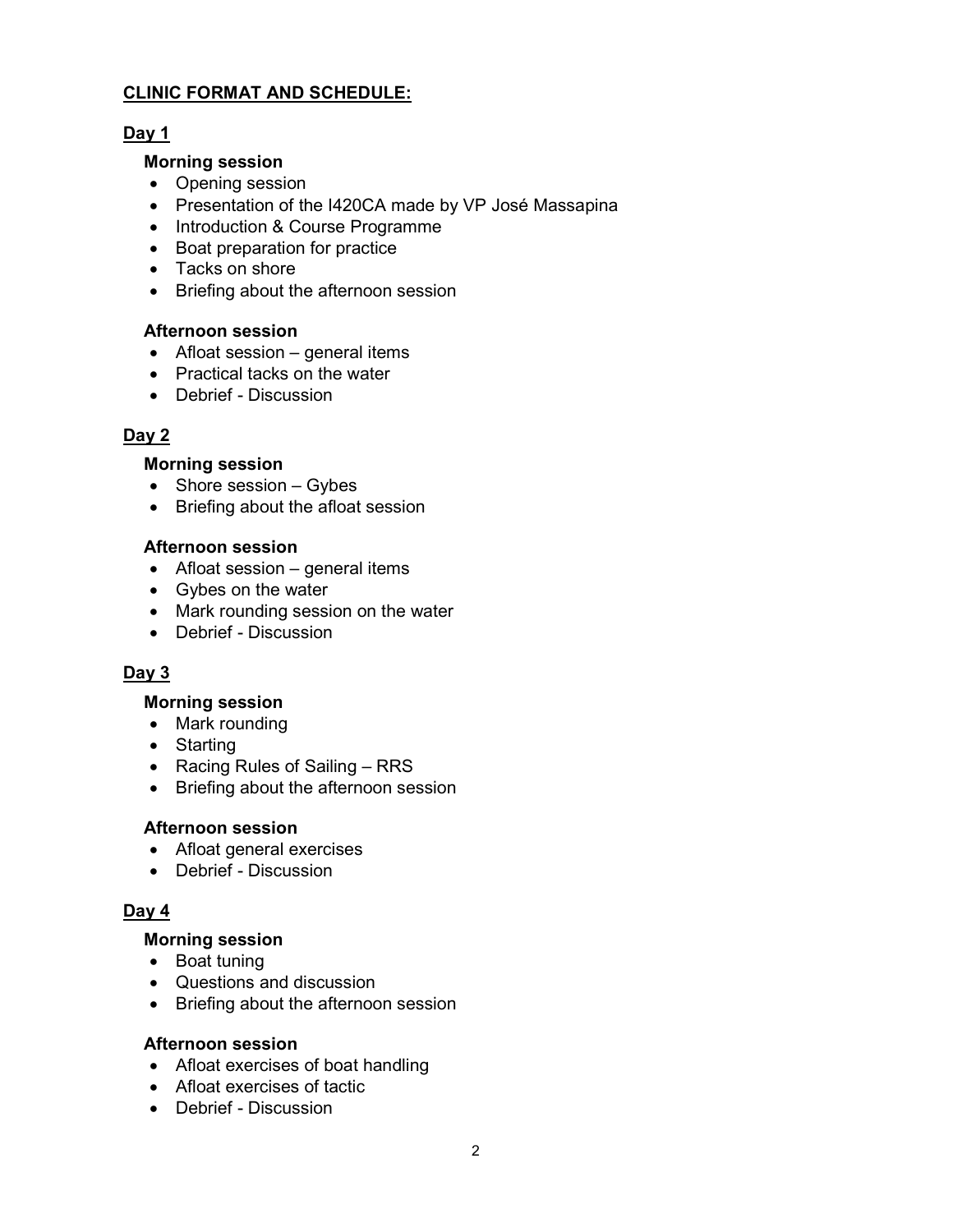## CLINIC FORMAT AND SCHEDULE:

### Day 1

**Morning session**

- Opening session
- Presentation of the I420CA made by VP José Massapina
- Introduction & Course Programme
- Boat preparation for practice
- Tacks on shore
- Briefing about the afternoon session

**Afternoon session**

- Afloat session – general items
- Practical tacks on the water
- Debrief - Discussion

### Day 2

**Morning session**

- Shore session – Gybes
- Briefing about the afloat session

**Afternoon session**

- Afloat session – general items
- Gybes on the water
- Mark rounding session on the water
- Debrief - Discussion

### Day 3

**Morning session**

- Mark rounding
- Starting
- Racing Rules of Sailing – RRS
- Briefing about the afternoon session

**Afternoon session**

- Afloat general exercises
- Debrief - Discussion

### Day 4

**Morning session**

- Boat tuning
- Questions and discussion
- Briefing about the afternoon session

**Afternoon session**

- Afloat exercises of boat handling
- Afloat exercises of tactic
- Debrief - Discussion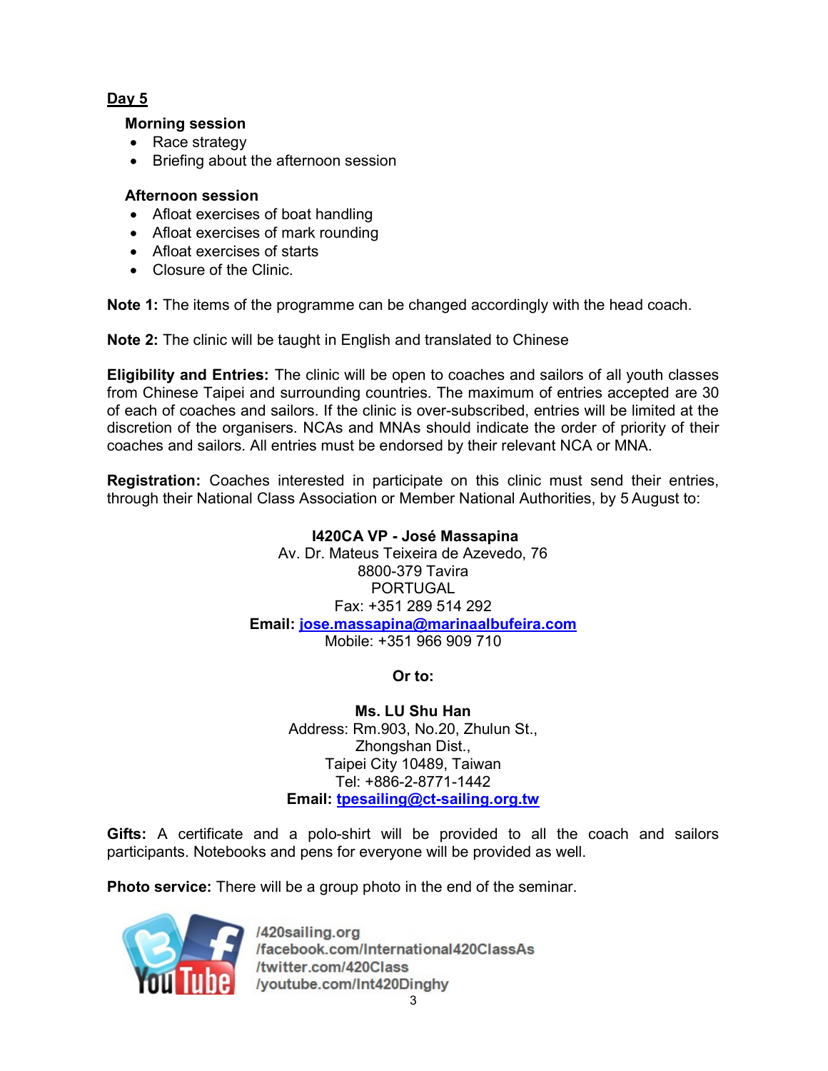**Day 5**

**Morning session**

- Race strategy
- Briefing about the afternoon session

**Afternoon session**

- Afloat exercises of boat handling
- Afloat exercises of mark rounding
- Afloat exercises of starts
- Closure of the Clinic.

**Note 1:** The items of the programme can be changed accordingly with the head coach.

**Note 2:** The clinic will be taught in English and translated to Chinese

**Eligibility and Entries:** The clinic will be open to coaches and sailors of all youth classes from Chinese Taipei and surrounding countries. The maximum of entries accepted are 30 of each of coaches and sailors. If the clinic is over-subscribed, entries will be limited at the discretion of the organisers. NCAs and MNAs should indicate the order of priority of their coaches and sailors. All entries must be endorsed by their relevant NCA or MNA.

**Registration:** Coaches interested in participate on this clinic must send their entries, through their National Class Association or Member National Authorities, by 5 August to:

**I420CA VP - José Massapina**
Av. Dr. Mateus Teixeira de Azevedo, 76
8800-379 Tavira
PORTUGAL
Fax: +351 289 514 292
**Email:** jose.massapina@marinaalbufeira.com
Mobile: +351 966 909 710

**Or to:**

**Ms. LU Shu Han**
Address: Rm.903, No.20, Zhulun St.,
Zhongshan Dist.,
Taipei City 10489, Taiwan
Tel: +886-2-8771-1442
**Email:** tpesailing@ct-sailing.org.tw

**Gifts:** A certificate and a polo-shirt will be provided to all the coach and sailors participants. Notebooks and pens for everyone will be provided as well.

**Photo service:** There will be a group photo in the end of the seminar.

/420sailing.org
/facebook.com/International420ClassAs
/twitter.com/420Class
/youtube.com/Int420Dinghy